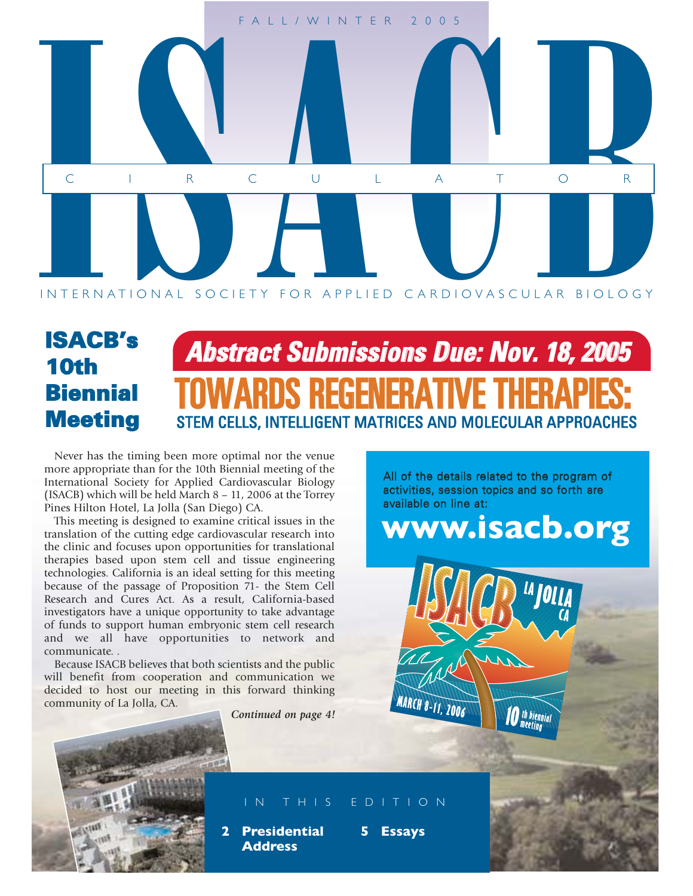FALL/WINTER 2005

# ISACB CIRCULATOR

INTERNATIONAL SOCIETY FOR APPLIED CARDIOVASCULAR BIOLOGY

## ISACB's 10th Biennial Meeting

**Abstract Submissions Due: Nov. 18, 2005**

# TOWARDS REGENERATIVE THERAPIES:

### STEM CELLS, INTELLIGENT MATRICES AND MOLECULAR APPROACHES

Never has the timing been more optimal nor the venue more appropriate than for the 10th Biennial meeting of the International Society for Applied Cardiovascular Biology (ISACB) which will be held March 8 – 11, 2006 at the Torrey Pines Hilton Hotel, La Jolla (San Diego) CA.

This meeting is designed to examine critical issues in the translation of the cutting edge cardiovascular research into the clinic and focuses upon opportunities for translational therapies based upon stem cell and tissue engineering technologies. California is an ideal setting for this meeting because of the passage of Proposition 71- the Stem Cell Research and Cures Act. As a result, California-based investigators have a unique opportunity to take advantage of funds to support human embryonic stem cell research and we all have opportunities to network and communicate. .

Because ISACB believes that both scientists and the public will benefit from cooperation and communication we decided to host our meeting in this forward thinking community of La Jolla, CA.

*Continued on page 4!*

All of the details related to the program of activities, session topics and so forth are available on line at:

**www.isacb.org**

ISACB LA JOLLA CA — MARCH 8-11, 2006 — 10th biennial meeting

IN THIS EDITION

**2 Presidential Address**

**5 Essays**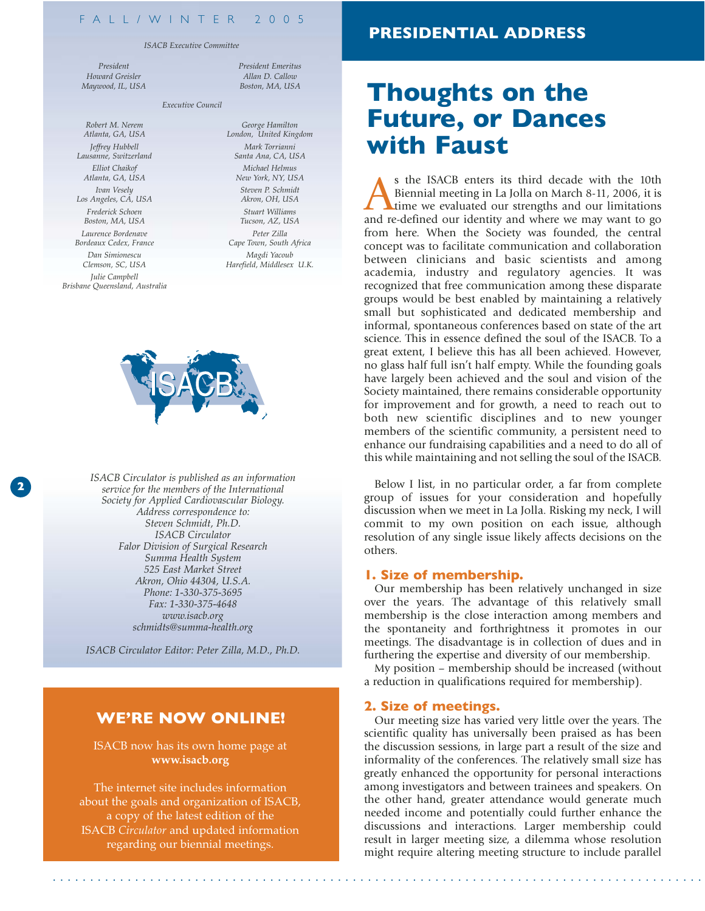FALL/WINTER 2005

*ISACB Executive Committee*

*President*
*Howard Greisler*
*Maywood, IL, USA*

*President Emeritus*
*Allan D. Callow*
*Boston, MA, USA*

*Executive Council*

*Robert M. Nerem*
*Atlanta, GA, USA*

*Jeffrey Hubbell*
*Lausanne, Switzerland*

*Elliot Chaikof*
*Atlanta, GA, USA*

*Ivan Vesely*
*Los Angeles, CA, USA*

*Frederick Schoen*
*Boston, MA, USA*

*Laurence Bordenave*
*Bordeaux Cedex, France*

*Dan Simionescu*
*Clemson, SC, USA*

*Julie Campbell*
*Brisbane Queensland, Australia*

*George Hamilton*
*London, United Kingdom*

*Mark Torrianni*
*Santa Ana, CA, USA*

*Michael Helmus*
*New York, NY, USA*

*Steven P. Schmidt*
*Akron, OH, USA*

*Stuart Williams*
*Tucson, AZ, USA*

*Peter Zilla*
*Cape Town, South Africa*

*Magdi Yacoub*
*Harefield, Middlesex U.K.*

ISACB

*ISACB Circulator is published as an information service for the members of the International Society for Applied Cardiovascular Biology.*
*Address correspondence to:*
*Steven Schmidt, Ph.D.*
*ISACB Circulator*
*Falor Division of Surgical Research*
*Summa Health System*
*525 East Market Street*
*Akron, Ohio 44304, U.S.A.*
*Phone: 1-330-375-3695*
*Fax: 1-330-375-4648*
*www.isacb.org*
*schmidts@summa-health.org*

*ISACB Circulator Editor: Peter Zilla, M.D., Ph.D.*

**WE'RE NOW ONLINE!**

ISACB now has its own home page at **www.isacb.org**

The internet site includes information about the goals and organization of ISACB, a copy of the latest edition of the ISACB *Circulator* and updated information regarding our biennial meetings.

## PRESIDENTIAL ADDRESS

# Thoughts on the Future, or Dances with Faust

As the ISACB enters its third decade with the 10th Biennial meeting in La Jolla on March 8-11, 2006, it is time we evaluated our strengths and our limitations and re-defined our identity and where we may want to go from here. When the Society was founded, the central concept was to facilitate communication and collaboration between clinicians and basic scientists and among academia, industry and regulatory agencies. It was recognized that free communication among these disparate groups would be best enabled by maintaining a relatively small but sophisticated and dedicated membership and informal, spontaneous conferences based on state of the art science. This in essence defined the soul of the ISACB. To a great extent, I believe this has all been achieved. However, no glass half full isn't half empty. While the founding goals have largely been achieved and the soul and vision of the Society maintained, there remains considerable opportunity for improvement and for growth, a need to reach out to both new scientific disciplines and to new younger members of the scientific community, a persistent need to enhance our fundraising capabilities and a need to do all of this while maintaining and not selling the soul of the ISACB.

Below I list, in no particular order, a far from complete group of issues for your consideration and hopefully discussion when we meet in La Jolla. Risking my neck, I will commit to my own position on each issue, although resolution of any single issue likely affects decisions on the others.

### 1. Size of membership.

Our membership has been relatively unchanged in size over the years. The advantage of this relatively small membership is the close interaction among members and the spontaneity and forthrightness it promotes in our meetings. The disadvantage is in collection of dues and in furthering the expertise and diversity of our membership.

My position – membership should be increased (without a reduction in qualifications required for membership).

### 2. Size of meetings.

Our meeting size has varied very little over the years. The scientific quality has universally been praised as has been the discussion sessions, in large part a result of the size and informality of the conferences. The relatively small size has greatly enhanced the opportunity for personal interactions among investigators and between trainees and speakers. On the other hand, greater attendance would generate much needed income and potentially could further enhance the discussions and interactions. Larger membership could result in larger meeting size, a dilemma whose resolution might require altering meeting structure to include parallel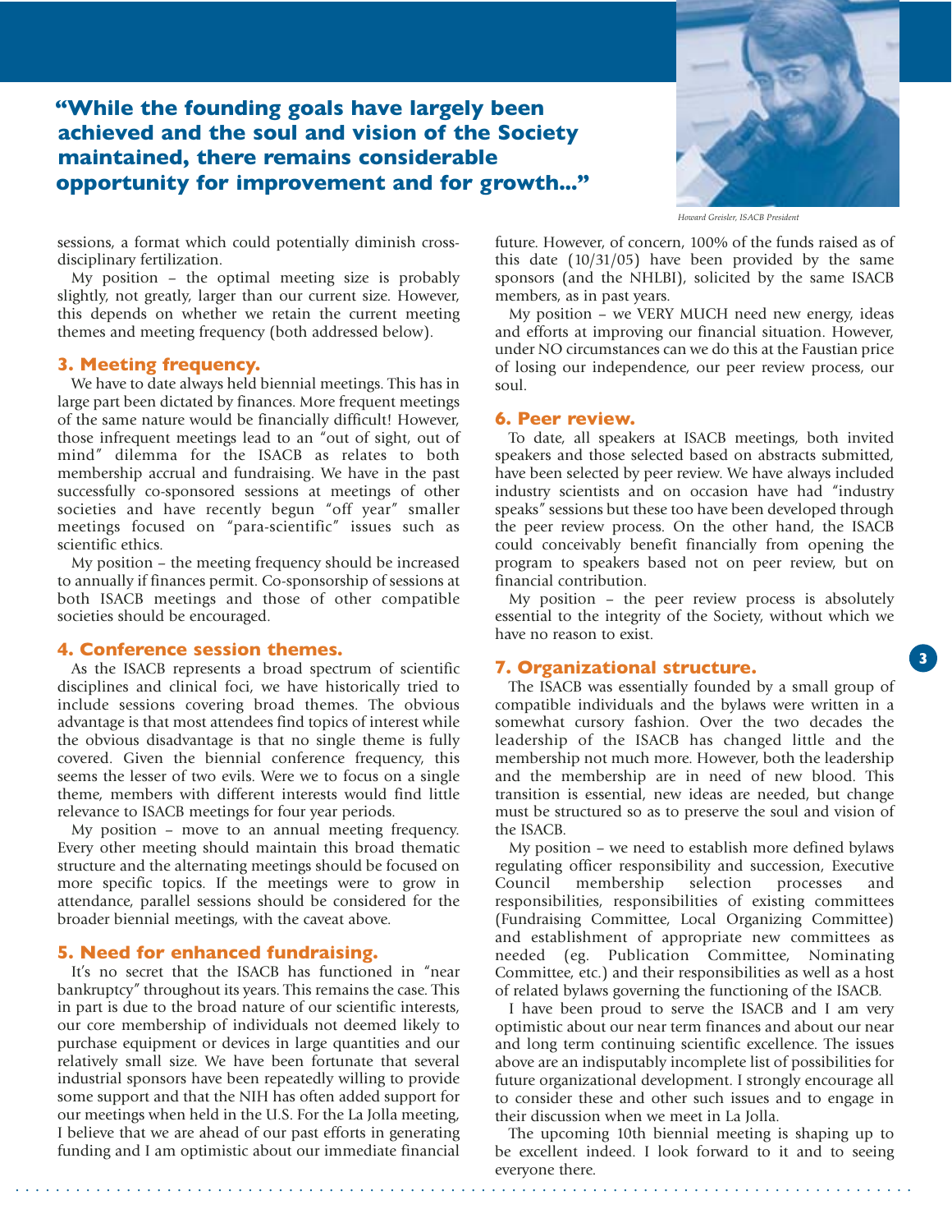**"While the founding goals have largely been achieved and the soul and vision of the Society maintained, there remains considerable opportunity for improvement and for growth..."**

*Howard Greisler, ISACB President*

sessions, a format which could potentially diminish cross-disciplinary fertilization.

My position – the optimal meeting size is probably slightly, not greatly, larger than our current size. However, this depends on whether we retain the current meeting themes and meeting frequency (both addressed below).

### 3. Meeting frequency.

We have to date always held biennial meetings. This has in large part been dictated by finances. More frequent meetings of the same nature would be financially difficult! However, those infrequent meetings lead to an "out of sight, out of mind" dilemma for the ISACB as relates to both membership accrual and fundraising. We have in the past successfully co-sponsored sessions at meetings of other societies and have recently begun "off year" smaller meetings focused on "para-scientific" issues such as scientific ethics.

My position – the meeting frequency should be increased to annually if finances permit. Co-sponsorship of sessions at both ISACB meetings and those of other compatible societies should be encouraged.

### 4. Conference session themes.

As the ISACB represents a broad spectrum of scientific disciplines and clinical foci, we have historically tried to include sessions covering broad themes. The obvious advantage is that most attendees find topics of interest while the obvious disadvantage is that no single theme is fully covered. Given the biennial conference frequency, this seems the lesser of two evils. Were we to focus on a single theme, members with different interests would find little relevance to ISACB meetings for four year periods.

My position – move to an annual meeting frequency. Every other meeting should maintain this broad thematic structure and the alternating meetings should be focused on more specific topics. If the meetings were to grow in attendance, parallel sessions should be considered for the broader biennial meetings, with the caveat above.

### 5. Need for enhanced fundraising.

It's no secret that the ISACB has functioned in "near bankruptcy" throughout its years. This remains the case. This in part is due to the broad nature of our scientific interests, our core membership of individuals not deemed likely to purchase equipment or devices in large quantities and our relatively small size. We have been fortunate that several industrial sponsors have been repeatedly willing to provide some support and that the NIH has often added support for our meetings when held in the U.S. For the La Jolla meeting, I believe that we are ahead of our past efforts in generating funding and I am optimistic about our immediate financial future. However, of concern, 100% of the funds raised as of this date (10/31/05) have been provided by the same sponsors (and the NHLBI), solicited by the same ISACB members, as in past years.

My position – we VERY MUCH need new energy, ideas and efforts at improving our financial situation. However, under NO circumstances can we do this at the Faustian price of losing our independence, our peer review process, our soul.

### 6. Peer review.

To date, all speakers at ISACB meetings, both invited speakers and those selected based on abstracts submitted, have been selected by peer review. We have always included industry scientists and on occasion have had "industry speaks" sessions but these too have been developed through the peer review process. On the other hand, the ISACB could conceivably benefit financially from opening the program to speakers based not on peer review, but on financial contribution.

My position – the peer review process is absolutely essential to the integrity of the Society, without which we have no reason to exist.

### 7. Organizational structure.

The ISACB was essentially founded by a small group of compatible individuals and the bylaws were written in a somewhat cursory fashion. Over the two decades the leadership of the ISACB has changed little and the membership not much more. However, both the leadership and the membership are in need of new blood. This transition is essential, new ideas are needed, but change must be structured so as to preserve the soul and vision of the ISACB.

My position – we need to establish more defined bylaws regulating officer responsibility and succession, Executive Council membership selection processes and responsibilities, responsibilities of existing committees (Fundraising Committee, Local Organizing Committee) and establishment of appropriate new committees as needed (eg. Publication Committee, Nominating Committee, etc.) and their responsibilities as well as a host of related bylaws governing the functioning of the ISACB.

I have been proud to serve the ISACB and I am very optimistic about our near term finances and about our near and long term continuing scientific excellence. The issues above are an indisputably incomplete list of possibilities for future organizational development. I strongly encourage all to consider these and other such issues and to engage in their discussion when we meet in La Jolla.

The upcoming 10th biennial meeting is shaping up to be excellent indeed. I look forward to it and to seeing everyone there.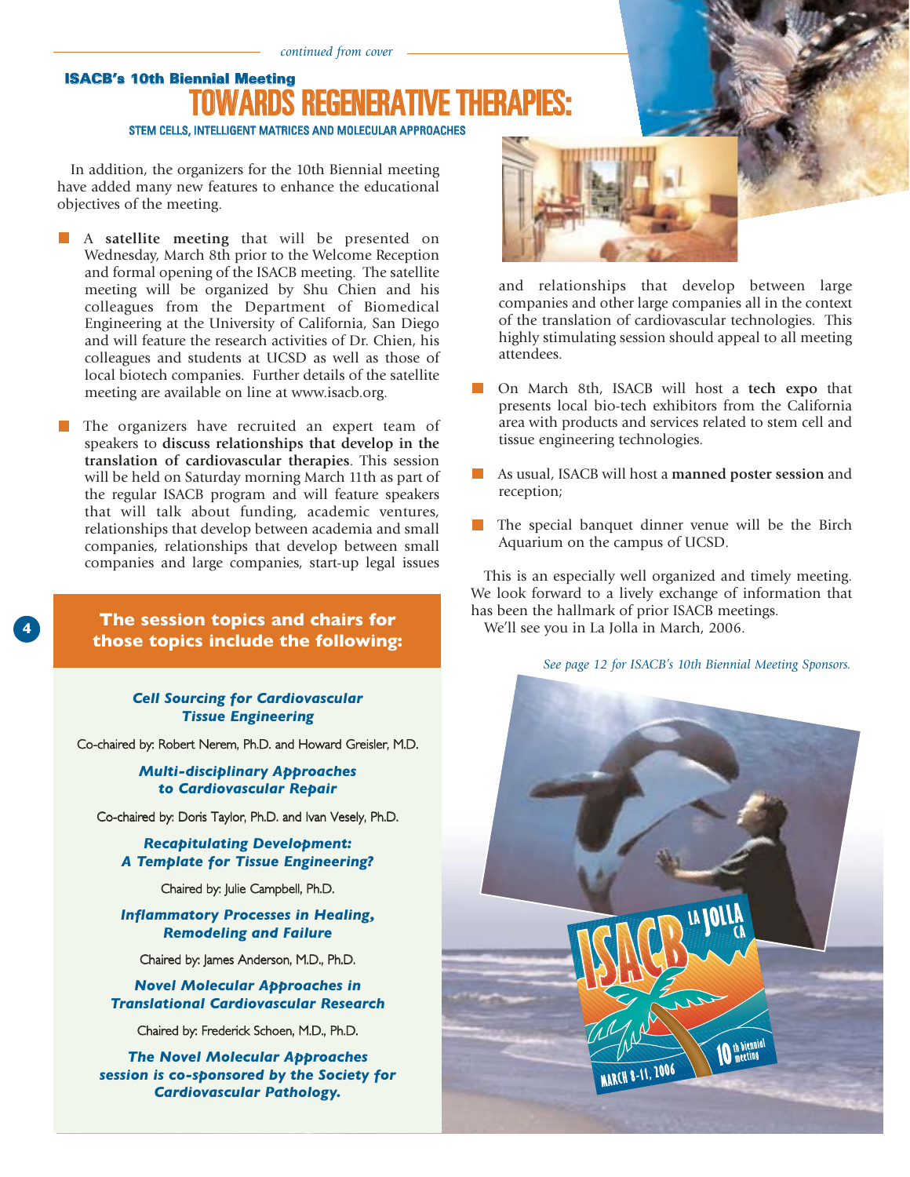*continued from cover*

**ISACB's 10th Biennial Meeting**

# TOWARDS REGENERATIVE THERAPIES:

## STEM CELLS, INTELLIGENT MATRICES AND MOLECULAR APPROACHES

In addition, the organizers for the 10th Biennial meeting have added many new features to enhance the educational objectives of the meeting.

- A **satellite meeting** that will be presented on Wednesday, March 8th prior to the Welcome Reception and formal opening of the ISACB meeting. The satellite meeting will be organized by Shu Chien and his colleagues from the Department of Biomedical Engineering at the University of California, San Diego and will feature the research activities of Dr. Chien, his colleagues and students at UCSD as well as those of local biotech companies. Further details of the satellite meeting are available on line at www.isacb.org.

- The organizers have recruited an expert team of speakers to **discuss relationships that develop in the translation of cardiovascular therapies**. This session will be held on Saturday morning March 11th as part of the regular ISACB program and will feature speakers that will talk about funding, academic ventures, relationships that develop between academia and small companies, relationships that develop between small companies and large companies, start-up legal issues and relationships that develop between large companies and other large companies all in the context of the translation of cardiovascular technologies. This highly stimulating session should appeal to all meeting attendees.

- On March 8th, ISACB will host a **tech expo** that presents local bio-tech exhibitors from the California area with products and services related to stem cell and tissue engineering technologies.

- As usual, ISACB will host a **manned poster session** and reception;

- The special banquet dinner venue will be the Birch Aquarium on the campus of UCSD.

This is an especially well organized and timely meeting. We look forward to a lively exchange of information that has been the hallmark of prior ISACB meetings.

We'll see you in La Jolla in March, 2006.

*See page 12 for ISACB's 10th Biennial Meeting Sponsors.*

### The session topics and chairs for those topics include the following:

***Cell Sourcing for Cardiovascular Tissue Engineering***

Co-chaired by: Robert Nerem, Ph.D. and Howard Greisler, M.D.

***Multi-disciplinary Approaches to Cardiovascular Repair***

Co-chaired by: Doris Taylor, Ph.D. and Ivan Vesely, Ph.D.

***Recapitulating Development: A Template for Tissue Engineering?***

Chaired by: Julie Campbell, Ph.D.

***Inflammatory Processes in Healing, Remodeling and Failure***

Chaired by: James Anderson, M.D., Ph.D.

***Novel Molecular Approaches in Translational Cardiovascular Research***

Chaired by: Frederick Schoen, M.D., Ph.D.

***The Novel Molecular Approaches session is co-sponsored by the Society for Cardiovascular Pathology.***

ISACB LA JOLLA CA

10th biennial meeting

MARCH 8-11, 2006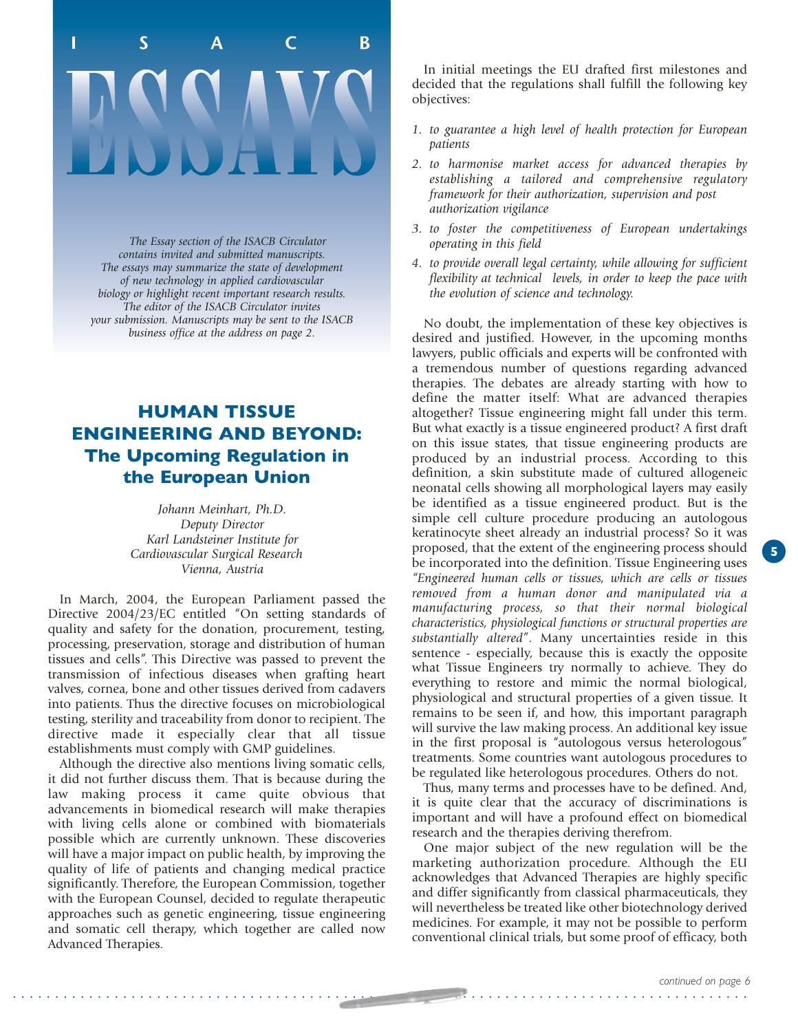# I S A C B ESSAYS

*The Essay section of the ISACB Circulator contains invited and submitted manuscripts. The essays may summarize the state of development of new technology in applied cardiovascular biology or highlight recent important research results. The editor of the ISACB Circulator invites your submission. Manuscripts may be sent to the ISACB business office at the address on page 2.*

## HUMAN TISSUE ENGINEERING AND BEYOND: The Upcoming Regulation in the European Union

*Johann Meinhart, Ph.D.*
*Deputy Director*
*Karl Landsteiner Institute for Cardiovascular Surgical Research*
*Vienna, Austria*

In March, 2004, the European Parliament passed the Directive 2004/23/EC entitled "On setting standards of quality and safety for the donation, procurement, testing, processing, preservation, storage and distribution of human tissues and cells". This Directive was passed to prevent the transmission of infectious diseases when grafting heart valves, cornea, bone and other tissues derived from cadavers into patients. Thus the directive focuses on microbiological testing, sterility and traceability from donor to recipient. The directive made it especially clear that all tissue establishments must comply with GMP guidelines.

Although the directive also mentions living somatic cells, it did not further discuss them. That is because during the law making process it came quite obvious that advancements in biomedical research will make therapies with living cells alone or combined with biomaterials possible which are currently unknown. These discoveries will have a major impact on public health, by improving the quality of life of patients and changing medical practice significantly. Therefore, the European Commission, together with the European Counsel, decided to regulate therapeutic approaches such as genetic engineering, tissue engineering and somatic cell therapy, which together are called now Advanced Therapies.

In initial meetings the EU drafted first milestones and decided that the regulations shall fulfill the following key objectives:

1. *to guarantee a high level of health protection for European patients*
2. *to harmonise market access for advanced therapies by establishing a tailored and comprehensive regulatory framework for their authorization, supervision and post authorization vigilance*
3. *to foster the competitiveness of European undertakings operating in this field*
4. *to provide overall legal certainty, while allowing for sufficient flexibility at technical levels, in order to keep the pace with the evolution of science and technology.*

No doubt, the implementation of these key objectives is desired and justified. However, in the upcoming months lawyers, public officials and experts will be confronted with a tremendous number of questions regarding advanced therapies. The debates are already starting with how to define the matter itself: What are advanced therapies altogether? Tissue engineering might fall under this term. But what exactly is a tissue engineered product? A first draft on this issue states, that tissue engineering products are produced by an industrial process. According to this definition, a skin substitute made of cultured allogeneic neonatal cells showing all morphological layers may easily be identified as a tissue engineered product. But is the simple cell culture procedure producing an autologous keratinocyte sheet already an industrial process? So it was proposed, that the extent of the engineering process should be incorporated into the definition. Tissue Engineering uses *"Engineered human cells or tissues, which are cells or tissues removed from a human donor and manipulated via a manufacturing process, so that their normal biological characteristics, physiological functions or structural properties are substantially altered"*. Many uncertainties reside in this sentence - especially, because this is exactly the opposite what Tissue Engineers try normally to achieve. They do everything to restore and mimic the normal biological, physiological and structural properties of a given tissue. It remains to be seen if, and how, this important paragraph will survive the law making process. An additional key issue in the first proposal is "autologous versus heterologous" treatments. Some countries want autologous procedures to be regulated like heterologous procedures. Others do not.

Thus, many terms and processes have to be defined. And, it is quite clear that the accuracy of discriminations is important and will have a profound effect on biomedical research and the therapies deriving therefrom.

One major subject of the new regulation will be the marketing authorization procedure. Although the EU acknowledges that Advanced Therapies are highly specific and differ significantly from classical pharmaceuticals, they will nevertheless be treated like other biotechnology derived medicines. For example, it may not be possible to perform conventional clinical trials, but some proof of efficacy, both

*continued on page 6*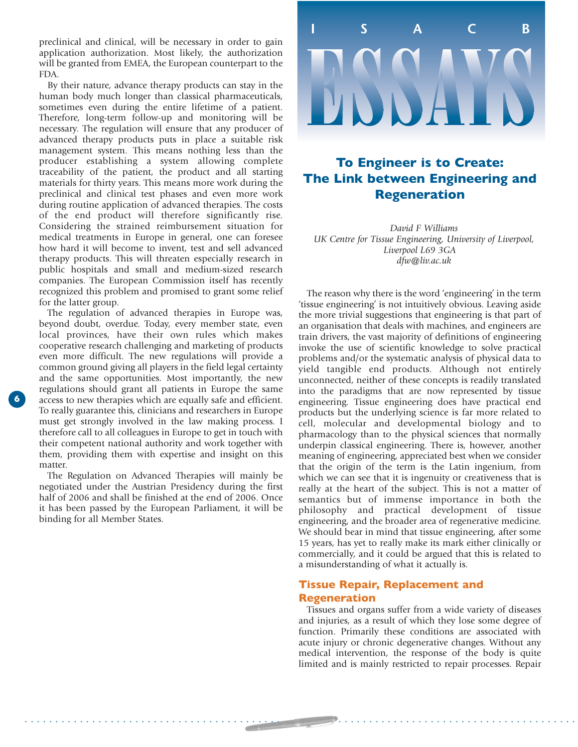preclinical and clinical, will be necessary in order to gain application authorization. Most likely, the authorization will be granted from EMEA, the European counterpart to the FDA.

By their nature, advance therapy products can stay in the human body much longer than classical pharmaceuticals, sometimes even during the entire lifetime of a patient. Therefore, long-term follow-up and monitoring will be necessary. The regulation will ensure that any producer of advanced therapy products puts in place a suitable risk management system. This means nothing less than the producer establishing a system allowing complete traceability of the patient, the product and all starting materials for thirty years. This means more work during the preclinical and clinical test phases and even more work during routine application of advanced therapies. The costs of the end product will therefore significantly rise. Considering the strained reimbursement situation for medical treatments in Europe in general, one can foresee how hard it will become to invent, test and sell advanced therapy products. This will threaten especially research in public hospitals and small and medium-sized research companies. The European Commission itself has recently recognized this problem and promised to grant some relief for the latter group.

The regulation of advanced therapies in Europe was, beyond doubt, overdue. Today, every member state, even local provinces, have their own rules which makes cooperative research challenging and marketing of products even more difficult. The new regulations will provide a common ground giving all players in the field legal certainty and the same opportunities. Most importantly, the new regulations should grant all patients in Europe the same access to new therapies which are equally safe and efficient. To really guarantee this, clinicians and researchers in Europe must get strongly involved in the law making process. I therefore call to all colleagues in Europe to get in touch with their competent national authority and work together with them, providing them with expertise and insight on this matter.

The Regulation on Advanced Therapies will mainly be negotiated under the Austrian Presidency during the first half of 2006 and shall be finished at the end of 2006. Once it has been passed by the European Parliament, it will be binding for all Member States.

# ISACB ESSAYS

## To Engineer is to Create: The Link between Engineering and Regeneration

*David F Williams*
*UK Centre for Tissue Engineering, University of Liverpool, Liverpool L69 3GA*
*dfw@liv.ac.uk*

The reason why there is the word 'engineering' in the term 'tissue engineering' is not intuitively obvious. Leaving aside the more trivial suggestions that engineering is that part of an organisation that deals with machines, and engineers are train drivers, the vast majority of definitions of engineering invoke the use of scientific knowledge to solve practical problems and/or the systematic analysis of physical data to yield tangible end products. Although not entirely unconnected, neither of these concepts is readily translated into the paradigms that are now represented by tissue engineering. Tissue engineering does have practical end products but the underlying science is far more related to cell, molecular and developmental biology and to pharmacology than to the physical sciences that normally underpin classical engineering. There is, however, another meaning of engineering, appreciated best when we consider that the origin of the term is the Latin ingenium, from which we can see that it is ingenuity or creativeness that is really at the heart of the subject. This is not a matter of semantics but of immense importance in both the philosophy and practical development of tissue engineering, and the broader area of regenerative medicine. We should bear in mind that tissue engineering, after some 15 years, has yet to really make its mark either clinically or commercially, and it could be argued that this is related to a misunderstanding of what it actually is.

### Tissue Repair, Replacement and Regeneration

Tissues and organs suffer from a wide variety of diseases and injuries, as a result of which they lose some degree of function. Primarily these conditions are associated with acute injury or chronic degenerative changes. Without any medical intervention, the response of the body is quite limited and is mainly restricted to repair processes. Repair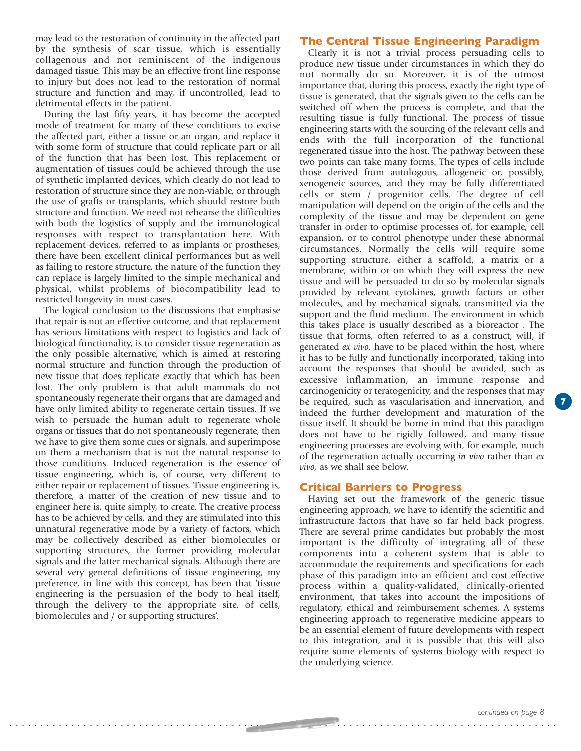may lead to the restoration of continuity in the affected part by the synthesis of scar tissue, which is essentially collagenous and not reminiscent of the indigenous damaged tissue. This may be an effective front line response to injury but does not lead to the restoration of normal structure and function and may, if uncontrolled, lead to detrimental effects in the patient.

During the last fifty years, it has become the accepted mode of treatment for many of these conditions to excise the affected part, either a tissue or an organ, and replace it with some form of structure that could replicate part or all of the function that has been lost. This replacement or augmentation of tissues could be achieved through the use of synthetic implanted devices, which clearly do not lead to restoration of structure since they are non-viable, or through the use of grafts or transplants, which should restore both structure and function. We need not rehearse the difficulties with both the logistics of supply and the immunological responses with respect to transplantation here. With replacement devices, referred to as implants or prostheses, there have been excellent clinical performances but as well as failing to restore structure, the nature of the function they can replace is largely limited to the simple mechanical and physical, whilst problems of biocompatibility lead to restricted longevity in most cases.

The logical conclusion to the discussions that emphasise that repair is not an effective outcome, and that replacement has serious limitations with respect to logistics and lack of biological functionality, is to consider tissue regeneration as the only possible alternative, which is aimed at restoring normal structure and function through the production of new tissue that does replicate exactly that which has been lost. The only problem is that adult mammals do not spontaneously regenerate their organs that are damaged and have only limited ability to regenerate certain tissues. If we wish to persuade the human adult to regenerate whole organs or tissues that do not spontaneously regenerate, then we have to give them some cues or signals, and superimpose on them a mechanism that is not the natural response to those conditions. Induced regeneration is the essence of tissue engineering, which is, of course, very different to either repair or replacement of tissues. Tissue engineering is, therefore, a matter of the creation of new tissue and to engineer here is, quite simply, to create. The creative process has to be achieved by cells, and they are stimulated into this unnatural regenerative mode by a variety of factors, which may be collectively described as either biomolecules or supporting structures, the former providing molecular signals and the latter mechanical signals. Although there are several very general definitions of tissue engineering, my preference, in line with this concept, has been that 'tissue engineering is the persuasion of the body to heal itself, through the delivery to the appropriate site, of cells, biomolecules and / or supporting structures'.

## The Central Tissue Engineering Paradigm

Clearly it is not a trivial process persuading cells to produce new tissue under circumstances in which they do not normally do so. Moreover, it is of the utmost importance that, during this process, exactly the right type of tissue is generated, that the signals given to the cells can be switched off when the process is complete, and that the resulting tissue is fully functional. The process of tissue engineering starts with the sourcing of the relevant cells and ends with the full incorporation of the functional regenerated tissue into the host. The pathway between these two points can take many forms. The types of cells include those derived from autologous, allogeneic or, possibly, xenogeneic sources, and they may be fully differentiated cells or stem / progenitor cells. The degree of cell manipulation will depend on the origin of the cells and the complexity of the tissue and may be dependent on gene transfer in order to optimise processes of, for example, cell expansion, or to control phenotype under these abnormal circumstances. Normally the cells will require some supporting structure, either a scaffold, a matrix or a membrane, within or on which they will express the new tissue and will be persuaded to do so by molecular signals provided by relevant cytokines, growth factors or other molecules, and by mechanical signals, transmitted via the support and the fluid medium. The environment in which this takes place is usually described as a bioreactor . The tissue that forms, often referred to as a construct, will, if generated *ex vivo*, have to be placed within the host, where it has to be fully and functionally incorporated, taking into account the responses that should be avoided, such as excessive inflammation, an immune response and carcinogenicity or teratogenicity, and the responses that may be required, such as vascularisation and innervation, and indeed the further development and maturation of the tissue itself. It should be borne in mind that this paradigm does not have to be rigidly followed, and many tissue engineering processes are evolving with, for example, much of the regeneration actually occurring *in vivo* rather than *ex vivo*, as we shall see below.

## Critical Barriers to Progress

Having set out the framework of the generic tissue engineering approach, we have to identify the scientific and infrastructure factors that have so far held back progress. There are several prime candidates but probably the most important is the difficulty of integrating all of these components into a coherent system that is able to accommodate the requirements and specifications for each phase of this paradigm into an efficient and cost effective process within a quality-validated, clinically-oriented environment, that takes into account the impositions of regulatory, ethical and reimbursement schemes. A systems engineering approach to regenerative medicine appears to be an essential element of future developments with respect to this integration, and it is possible that this will also require some elements of systems biology with respect to the underlying science.

*continued on page 8*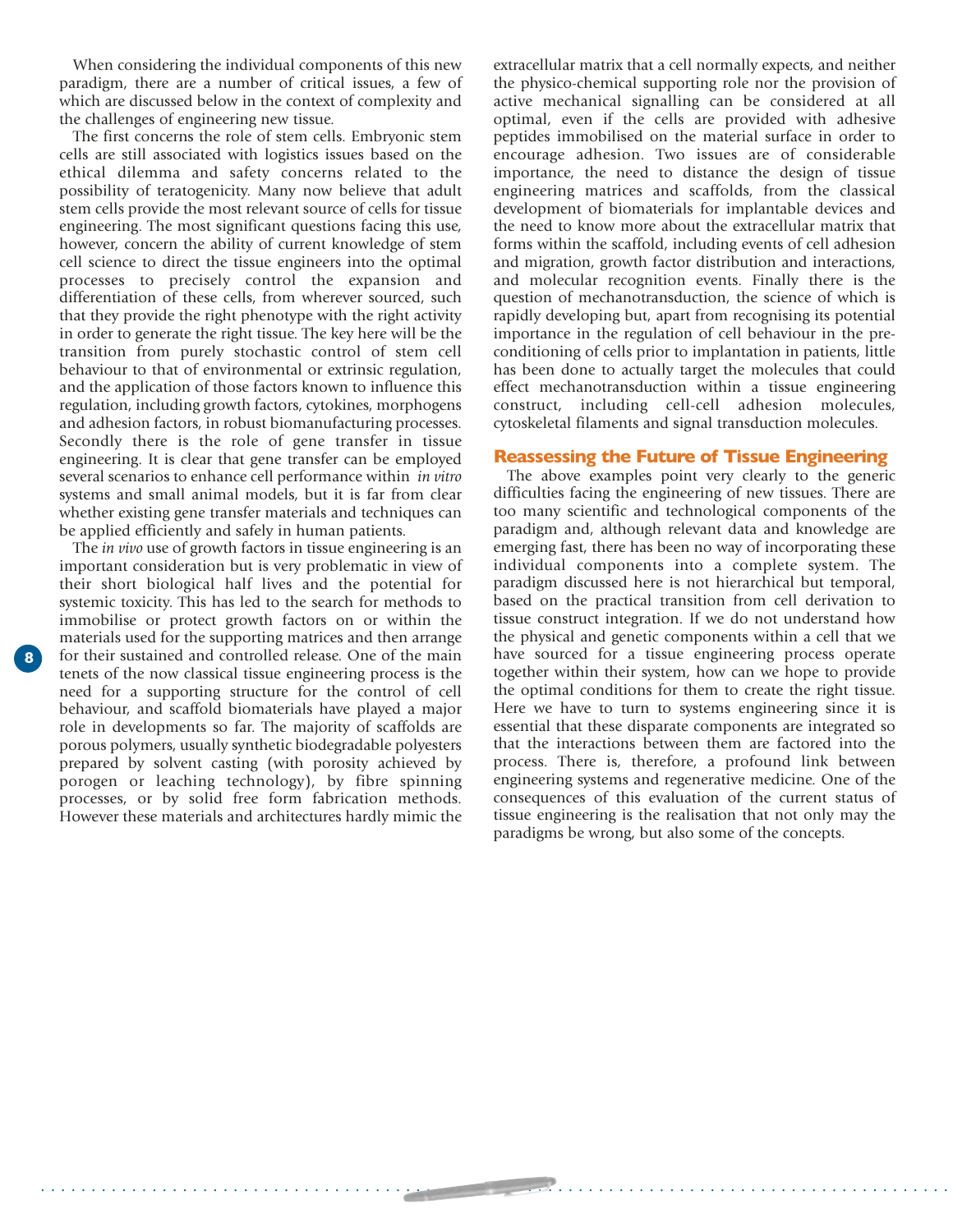When considering the individual components of this new paradigm, there are a number of critical issues, a few of which are discussed below in the context of complexity and the challenges of engineering new tissue.

The first concerns the role of stem cells. Embryonic stem cells are still associated with logistics issues based on the ethical dilemma and safety concerns related to the possibility of teratogenicity. Many now believe that adult stem cells provide the most relevant source of cells for tissue engineering. The most significant questions facing this use, however, concern the ability of current knowledge of stem cell science to direct the tissue engineers into the optimal processes to precisely control the expansion and differentiation of these cells, from wherever sourced, such that they provide the right phenotype with the right activity in order to generate the right tissue. The key here will be the transition from purely stochastic control of stem cell behaviour to that of environmental or extrinsic regulation, and the application of those factors known to influence this regulation, including growth factors, cytokines, morphogens and adhesion factors, in robust biomanufacturing processes. Secondly there is the role of gene transfer in tissue engineering. It is clear that gene transfer can be employed several scenarios to enhance cell performance within *in vitro* systems and small animal models, but it is far from clear whether existing gene transfer materials and techniques can be applied efficiently and safely in human patients.

The *in vivo* use of growth factors in tissue engineering is an important consideration but is very problematic in view of their short biological half lives and the potential for systemic toxicity. This has led to the search for methods to immobilise or protect growth factors on or within the materials used for the supporting matrices and then arrange for their sustained and controlled release. One of the main tenets of the now classical tissue engineering process is the need for a supporting structure for the control of cell behaviour, and scaffold biomaterials have played a major role in developments so far. The majority of scaffolds are porous polymers, usually synthetic biodegradable polyesters prepared by solvent casting (with porosity achieved by porogen or leaching technology), by fibre spinning processes, or by solid free form fabrication methods. However these materials and architectures hardly mimic the extracellular matrix that a cell normally expects, and neither the physico-chemical supporting role nor the provision of active mechanical signalling can be considered at all optimal, even if the cells are provided with adhesive peptides immobilised on the material surface in order to encourage adhesion. Two issues are of considerable importance, the need to distance the design of tissue engineering matrices and scaffolds, from the classical development of biomaterials for implantable devices and the need to know more about the extracellular matrix that forms within the scaffold, including events of cell adhesion and migration, growth factor distribution and interactions, and molecular recognition events. Finally there is the question of mechanotransduction, the science of which is rapidly developing but, apart from recognising its potential importance in the regulation of cell behaviour in the pre-conditioning of cells prior to implantation in patients, little has been done to actually target the molecules that could effect mechanotransduction within a tissue engineering construct, including cell-cell adhesion molecules, cytoskeletal filaments and signal transduction molecules.

## Reassessing the Future of Tissue Engineering

The above examples point very clearly to the generic difficulties facing the engineering of new tissues. There are too many scientific and technological components of the paradigm and, although relevant data and knowledge are emerging fast, there has been no way of incorporating these individual components into a complete system. The paradigm discussed here is not hierarchical but temporal, based on the practical transition from cell derivation to tissue construct integration. If we do not understand how the physical and genetic components within a cell that we have sourced for a tissue engineering process operate together within their system, how can we hope to provide the optimal conditions for them to create the right tissue. Here we have to turn to systems engineering since it is essential that these disparate components are integrated so that the interactions between them are factored into the process. There is, therefore, a profound link between engineering systems and regenerative medicine. One of the consequences of this evaluation of the current status of tissue engineering is the realisation that not only may the paradigms be wrong, but also some of the concepts.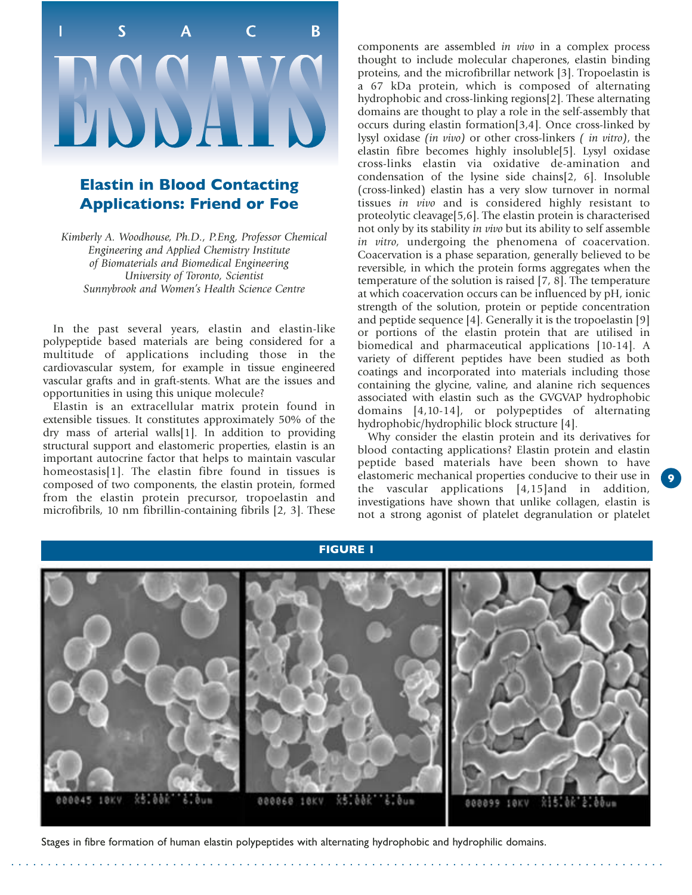# ISACB ESSAYS

## Elastin in Blood Contacting Applications: Friend or Foe

*Kimberly A. Woodhouse, Ph.D., P.Eng, Professor Chemical Engineering and Applied Chemistry Institute of Biomaterials and Biomedical Engineering University of Toronto, Scientist Sunnybrook and Women's Health Science Centre*

In the past several years, elastin and elastin-like polypeptide based materials are being considered for a multitude of applications including those in the cardiovascular system, for example in tissue engineered vascular grafts and in graft-stents. What are the issues and opportunities in using this unique molecule?

Elastin is an extracellular matrix protein found in extensible tissues. It constitutes approximately 50% of the dry mass of arterial walls[1]. In addition to providing structural support and elastomeric properties, elastin is an important autocrine factor that helps to maintain vascular homeostasis[1]. The elastin fibre found in tissues is composed of two components, the elastin protein, formed from the elastin protein precursor, tropoelastin and microfibrils, 10 nm fibrillin-containing fibrils [2, 3]. These components are assembled *in vivo* in a complex process thought to include molecular chaperones, elastin binding proteins, and the microfibrillar network [3]. Tropoelastin is a 67 kDa protein, which is composed of alternating hydrophobic and cross-linking regions[2]. These alternating domains are thought to play a role in the self-assembly that occurs during elastin formation[3,4]. Once cross-linked by lysyl oxidase *(in vivo)* or other cross-linkers *( in vitro)*, the elastin fibre becomes highly insoluble[5]. Lysyl oxidase cross-links elastin via oxidative de-amination and condensation of the lysine side chains[2, 6]. Insoluble (cross-linked) elastin has a very slow turnover in normal tissues *in vivo* and is considered highly resistant to proteolytic cleavage[5,6]. The elastin protein is characterised not only by its stability *in vivo* but its ability to self assemble *in vitro*, undergoing the phenomena of coacervation. Coacervation is a phase separation, generally believed to be reversible, in which the protein forms aggregates when the temperature of the solution is raised [7, 8]. The temperature at which coacervation occurs can be influenced by pH, ionic strength of the solution, protein or peptide concentration and peptide sequence [4]. Generally it is the tropoelastin [9] or portions of the elastin protein that are utilised in biomedical and pharmaceutical applications [10-14]. A variety of different peptides have been studied as both coatings and incorporated into materials including those containing the glycine, valine, and alanine rich sequences associated with elastin such as the GVGVAP hydrophobic domains [4,10-14], or polypeptides of alternating hydrophobic/hydrophilic block structure [4].

Why consider the elastin protein and its derivatives for blood contacting applications? Elastin protein and elastin peptide based materials have been shown to have elastomeric mechanical properties conducive to their use in the vascular applications [4,15]and in addition, investigations have shown that unlike collagen, elastin is not a strong agonist of platelet degranulation or platelet

**FIGURE 1**

Stages in fibre formation of human elastin polypeptides with alternating hydrophobic and hydrophilic domains.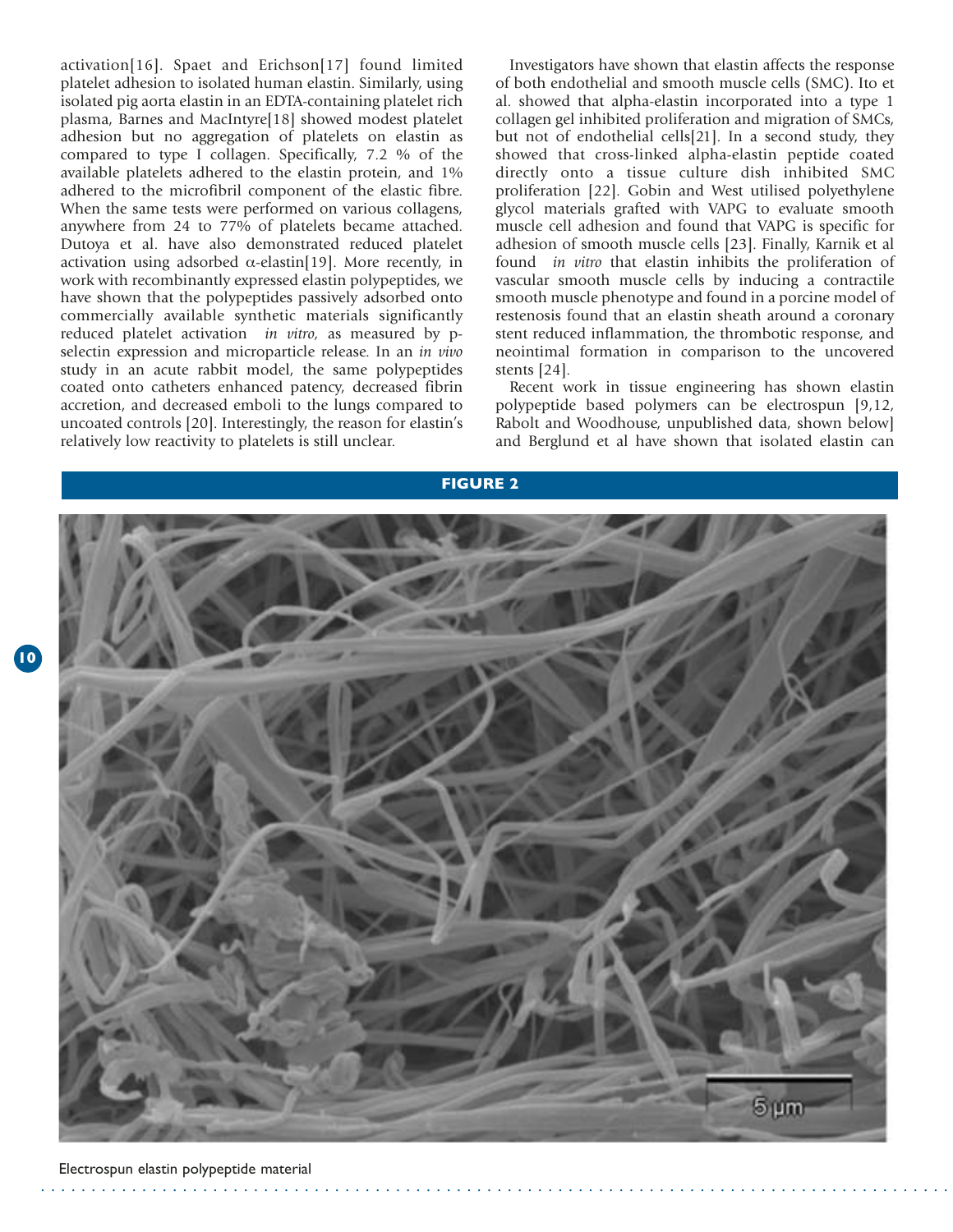activation[16]. Spaet and Erichson[17] found limited platelet adhesion to isolated human elastin. Similarly, using isolated pig aorta elastin in an EDTA-containing platelet rich plasma, Barnes and MacIntyre[18] showed modest platelet adhesion but no aggregation of platelets on elastin as compared to type I collagen. Specifically, 7.2 % of the available platelets adhered to the elastin protein, and 1% adhered to the microfibril component of the elastic fibre. When the same tests were performed on various collagens, anywhere from 24 to 77% of platelets became attached. Dutoya et al. have also demonstrated reduced platelet activation using adsorbed $\alpha$-elastin[19]. More recently, in work with recombinantly expressed elastin polypeptides, we have shown that the polypeptides passively adsorbed onto commercially available synthetic materials significantly reduced platelet activation *in vitro*, as measured by p-selectin expression and microparticle release. In an *in vivo* study in an acute rabbit model, the same polypeptides coated onto catheters enhanced patency, decreased fibrin accretion, and decreased emboli to the lungs compared to uncoated controls [20]. Interestingly, the reason for elastin's relatively low reactivity to platelets is still unclear.

Investigators have shown that elastin affects the response of both endothelial and smooth muscle cells (SMC). Ito et al. showed that alpha-elastin incorporated into a type 1 collagen gel inhibited proliferation and migration of SMCs, but not of endothelial cells[21]. In a second study, they showed that cross-linked alpha-elastin peptide coated directly onto a tissue culture dish inhibited SMC proliferation [22]. Gobin and West utilised polyethylene glycol materials grafted with VAPG to evaluate smooth muscle cell adhesion and found that VAPG is specific for adhesion of smooth muscle cells [23]. Finally, Karnik et al found *in vitro* that elastin inhibits the proliferation of vascular smooth muscle cells by inducing a contractile smooth muscle phenotype and found in a porcine model of restenosis found that an elastin sheath around a coronary stent reduced inflammation, the thrombotic response, and neointimal formation in comparison to the uncovered stents [24].

Recent work in tissue engineering has shown elastin polypeptide based polymers can be electrospun [9,12, Rabolt and Woodhouse, unpublished data, shown below] and Berglund et al have shown that isolated elastin can

**FIGURE 2**

Electrospun elastin polypeptide material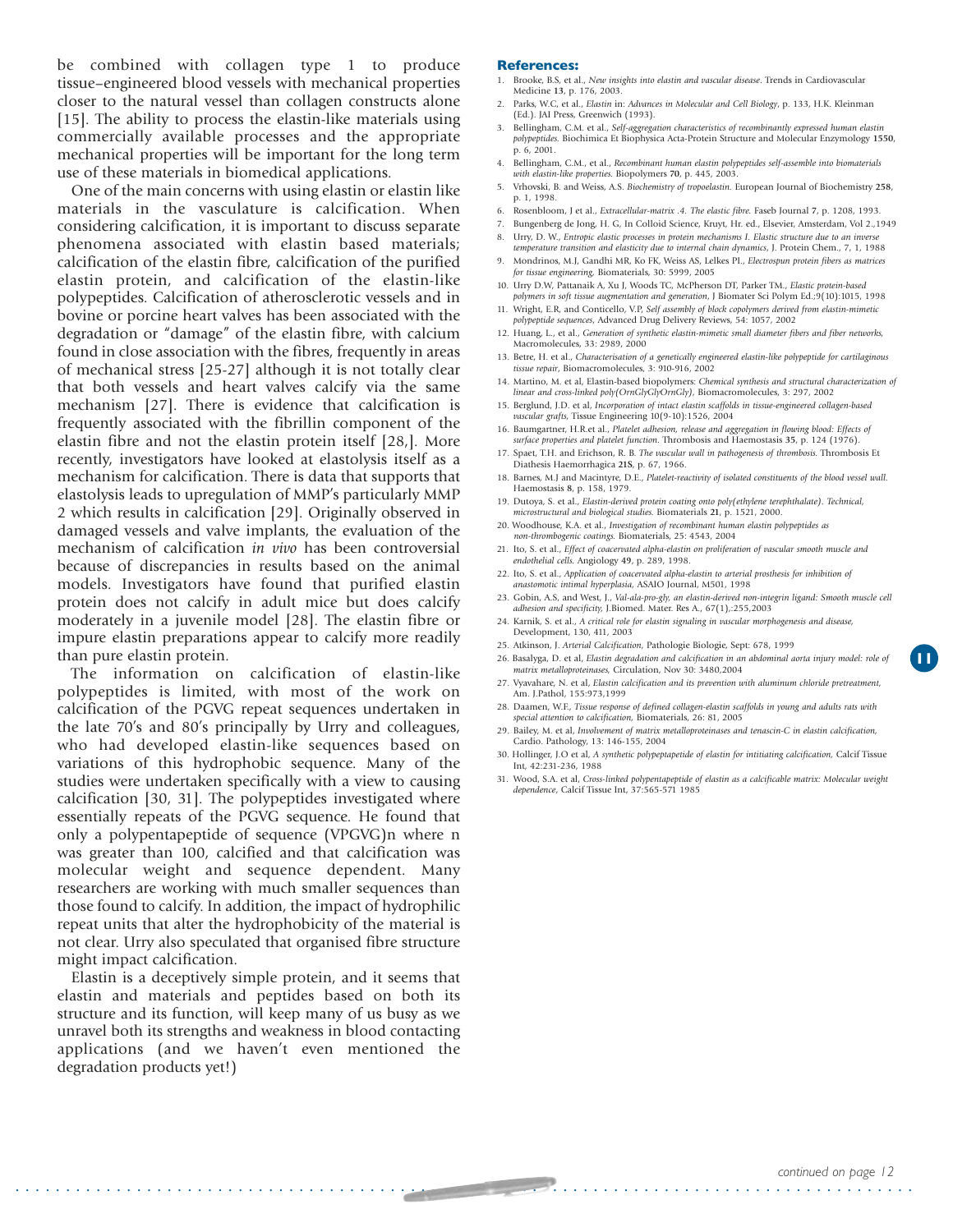be combined with collagen type 1 to produce tissue–engineered blood vessels with mechanical properties closer to the natural vessel than collagen constructs alone [15]. The ability to process the elastin-like materials using commercially available processes and the appropriate mechanical properties will be important for the long term use of these materials in biomedical applications.

One of the main concerns with using elastin or elastin like materials in the vasculature is calcification. When considering calcification, it is important to discuss separate phenomena associated with elastin based materials; calcification of the elastin fibre, calcification of the purified elastin protein, and calcification of the elastin-like polypeptides. Calcification of atherosclerotic vessels and in bovine or porcine heart valves has been associated with the degradation or "damage" of the elastin fibre, with calcium found in close association with the fibres, frequently in areas of mechanical stress [25-27] although it is not totally clear that both vessels and heart valves calcify via the same mechanism [27]. There is evidence that calcification is frequently associated with the fibrillin component of the elastin fibre and not the elastin protein itself [28,]. More recently, investigators have looked at elastolysis itself as a mechanism for calcification. There is data that supports that elastolysis leads to upregulation of MMP's particularly MMP 2 which results in calcification [29]. Originally observed in damaged vessels and valve implants, the evaluation of the mechanism of calcification *in vivo* has been controversial because of discrepancies in results based on the animal models. Investigators have found that purified elastin protein does not calcify in adult mice but does calcify moderately in a juvenile model [28]. The elastin fibre or impure elastin preparations appear to calcify more readily than pure elastin protein.

The information on calcification of elastin-like polypeptides is limited, with most of the work on calcification of the PGVG repeat sequences undertaken in the late 70's and 80's principally by Urry and colleagues, who had developed elastin-like sequences based on variations of this hydrophobic sequence. Many of the studies were undertaken specifically with a view to causing calcification [30, 31]. The polypeptides investigated where essentially repeats of the PGVG sequence. He found that only a polypentapeptide of sequence (VPGVG)n where n was greater than 100, calcified and that calcification was molecular weight and sequence dependent. Many researchers are working with much smaller sequences than those found to calcify. In addition, the impact of hydrophilic repeat units that alter the hydrophobicity of the material is not clear. Urry also speculated that organised fibre structure might impact calcification.

Elastin is a deceptively simple protein, and it seems that elastin and materials and peptides based on both its structure and its function, will keep many of us busy as we unravel both its strengths and weakness in blood contacting applications (and we haven't even mentioned the degradation products yet!)

## References:

1. Brooke, B.S, et al., *New insights into elastin and vascular disease*. Trends in Cardiovascular Medicine **13**, p. 176, 2003.
2. Parks, W.C, et al., *Elastin* in: *Advances in Molecular and Cell Biology*, p. 133, H.K. Kleinman (Ed.). JAI Press, Greenwich (1993).
3. Bellingham, C.M. et al., *Self-aggregation characteristics of recombinantly expressed human elastin polypeptides*. Biochimica Et Biophysica Acta-Protein Structure and Molecular Enzymology **1550**, p. 6, 2001.
4. Bellingham, C.M., et al., *Recombinant human elastin polypeptides self-assemble into biomaterials with elastin-like properties*. Biopolymers **70**, p. 445, 2003.
5. Vrhovski, B. and Weiss, A.S. *Biochemistry of tropoelastin*. European Journal of Biochemistry **258**, p. 1, 1998.
6. Rosenbloom, J et al., *Extracellular-matrix .4. The elastic fibre*. Faseb Journal **7**, p. 1208, 1993.
7. Bungenberg de Jong, H. G, In Colloid Science, Kruyt, Hr. ed., Elsevier, Amsterdam, Vol 2.,1949
8. Urry, D. W., *Entropic elastic processes in protein mechanisms I. Elastic structure due to an inverse temperature transition and elasticity due to internal chain dynamics*, J. Protein Chem., 7, 1, 1988
9. Mondrinos, M.J, Gandhi MR, Ko FK, Weiss AS, Lelkes PI., *Electrospun protein fibers as matrices for tissue engineering*, Biomaterials, 30: 5999, 2005
10. Urry D.W, Pattanaik A, Xu J, Woods TC, McPherson DT, Parker TM., *Elastic protein-based polymers in soft tissue augmentation and generation*, J Biomater Sci Polym Ed.;9(10):1015, 1998
11. Wright, E.R, and Conticello, V.P, *Self assembly of block copolymers derived from elastin-mimetic polypeptide sequences*, Advanced Drug Delivery Reviews, 54: 1057, 2002
12. Huang, L., et al., *Generation of synthetic elastin-mimetic small diameter fibers and fiber networks*, Macromolecules, 33: 2989, 2000
13. Betre, H. et al., *Characterisation of a genetically engineered elastin-like polypeptide for cartilaginous tissue repair*, Biomacromolecules, 3: 910-916, 2002
14. Martino, M. et al, Elastin-based biopolymers: *Chemical synthesis and structural characterization of linear and cross-linked poly(OrnGlyGlyOrnGly)*, Biomacromolecules, 3: 297, 2002
15. Berglund, J.D. et al, *Incorporation of intact elastin scaffolds in tissue-engineered collagen-based vascular grafts*, Tissue Engineering 10(9-10):1526, 2004
16. Baumgartner, H.R.et al., *Platelet adhesion, release and aggregation in flowing blood: Effects of surface properties and platelet function*. Thrombosis and Haemostasis **35**, p. 124 (1976).
17. Spaet, T.H. and Erichson, R. B. *The vascular wall in pathogenesis of thrombosis*. Thrombosis Et Diathesis Haemorrhagica **21S**, p. 67, 1966.
18. Barnes, M.J and Macintyre, D.E., *Platelet-reactivity of isolated constituents of the blood vessel wall*. Haemostasis **8**, p. 158, 1979.
19. Dutoya, S. et al., *Elastin-derived protein coating onto poly(ethylene terephthalate). Technical, microstructural and biological studies*. Biomaterials **21**, p. 1521, 2000.
20. Woodhouse, K.A. et al., *Investigation of recombinant human elastin polypeptides as non-thrombogenic coatings*. Biomaterials, 25: 4543, 2004
21. Ito, S. et al., *Effect of coacervated alpha-elastin on proliferation of vascular smooth muscle and endothelial cells*. Angiology **49**, p. 289, 1998.
22. Ito, S. et al., *Application of coacervated alpha-elastin to arterial prosthesis for inhibition of anastomotic intimal hyperplasia*, ASAIO Journal, M501, 1998
23. Gobin, A.S, and West, J., *Val-ala-pro-gly, an elastin-derived non-integrin ligand: Smooth muscle cell adhesion and specificity*, J.Biomed. Mater. Res A., 67(1),:255,2003
24. Karnik, S. et al., *A critical role for elastin signaling in vascular morphogenesis and disease*, Development, 130, 411, 2003
25. Atkinson, J. *Arterial Calcification*, Pathologie Biologie, Sept: 678, 1999
26. Basalyga, D. et al, *Elastin degradation and calcification in an abdominal aorta injury model: role of matrix metalloproteinases*, Circulation, Nov 30: 3480,2004
27. Vyavahare, N. et al, *Elastin calcification and its prevention with aluminum chloride pretreatment*, Am. J.Pathol, 155:973,1999
28. Daamen, W.F., *Tissue response of defined collagen-elastin scaffolds in young and adults rats with special attention to calcification*, Biomaterials, 26: 81, 2005
29. Bailey, M. et al, *Involvement of matrix metalloproteinases and tenascin-C in elastin calcification*, Cardio. Pathology, 13: 146-155, 2004
30. Hollinger, J.O et al, *A synthetic polypeptapetide of elastin for intitiating calcification*, Calcif Tissue Int, 42:231-236, 1988
31. Wood, S.A. et al, *Cross-linked polypentapeptide of elastin as a calcificable matrix: Molecular weight dependence*, Calcif Tissue Int, 37:565-571 1985

*continued on page 12*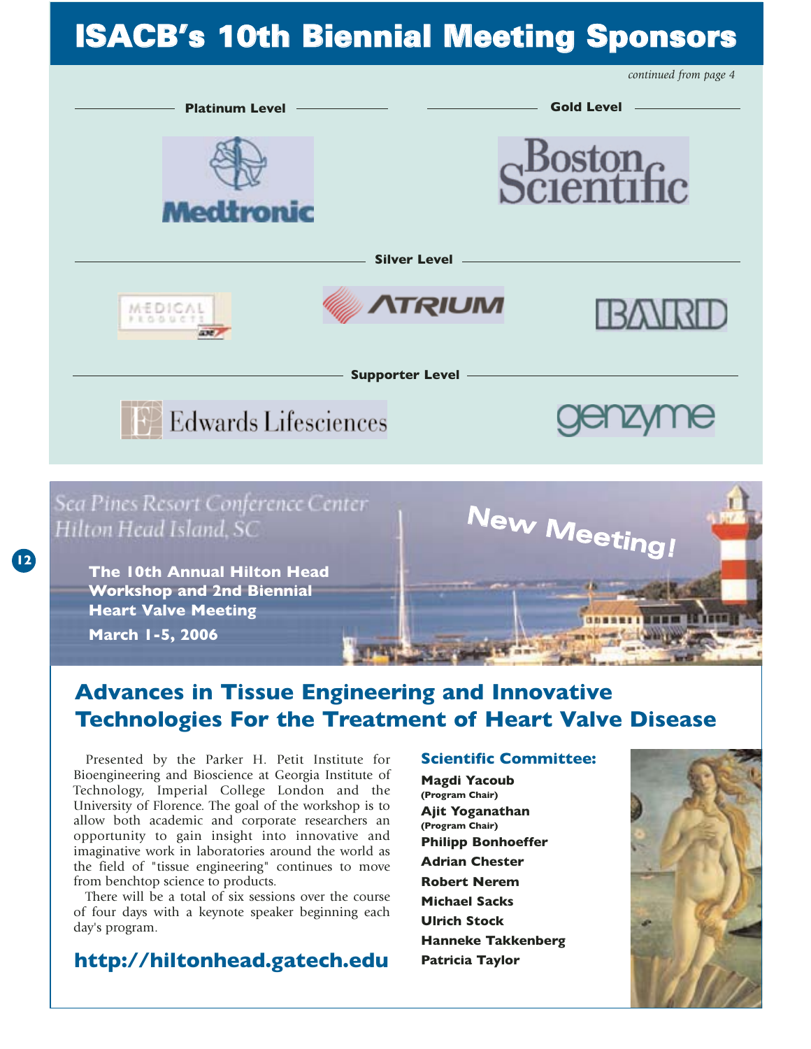# ISACB's 10th Biennial Meeting Sponsors

*continued from page 4*

**Platinum Level**

Medtronic

**Gold Level**

Boston Scientific

**Silver Level**

Medical Products

Atrium

Bard

**Supporter Level**

Edwards Lifesciences

genzyme

*Sea Pines Resort Conference Center*
*Hilton Head Island, SC*

**New Meeting!**

**The 10th Annual Hilton Head Workshop and 2nd Biennial Heart Valve Meeting**

**March 1-5, 2006**

## Advances in Tissue Engineering and Innovative Technologies For the Treatment of Heart Valve Disease

Presented by the Parker H. Petit Institute for Bioengineering and Bioscience at Georgia Institute of Technology, Imperial College London and the University of Florence. The goal of the workshop is to allow both academic and corporate researchers an opportunity to gain insight into innovative and imaginative work in laboratories around the world as the field of "tissue engineering" continues to move from benchtop science to products.

There will be a total of six sessions over the course of four days with a keynote speaker beginning each day's program.

**http://hiltonhead.gatech.edu**

### Scientific Committee:

**Magdi Yacoub**
(Program Chair)

**Ajit Yoganathan**
(Program Chair)

**Philipp Bonhoeffer**

**Adrian Chester**

**Robert Nerem**

**Michael Sacks**

**Ulrich Stock**

**Hanneke Takkenberg**

**Patricia Taylor**